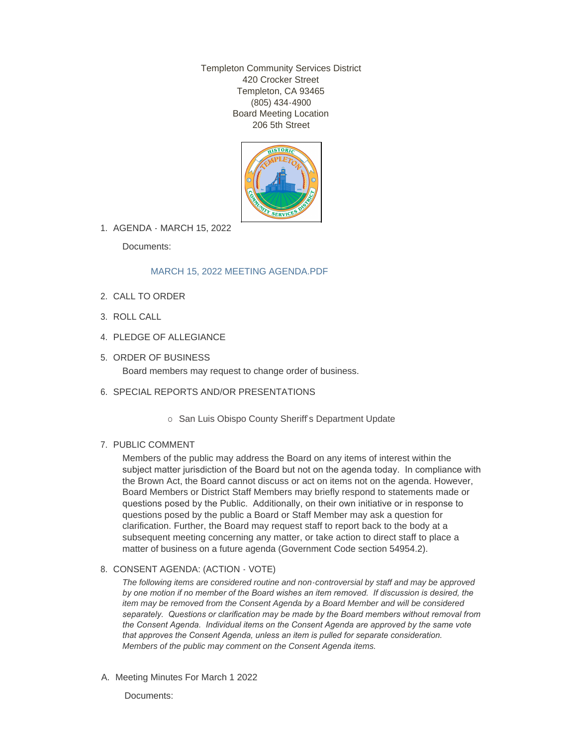Templeton Community Services District
420 Crocker Street
Templeton, CA 93465
(805) 434-4900
Board Meeting Location
206 5th Street

1. AGENDA - MARCH 15, 2022

   Documents:

   MARCH 15, 2022 MEETING AGENDA.PDF

2. CALL TO ORDER

3. ROLL CALL

4. PLEDGE OF ALLEGIANCE

5. ORDER OF BUSINESS

   Board members may request to change order of business.

6. SPECIAL REPORTS AND/OR PRESENTATIONS

   - San Luis Obispo County Sheriff's Department Update

7. PUBLIC COMMENT

   Members of the public may address the Board on any items of interest within the subject matter jurisdiction of the Board but not on the agenda today. In compliance with the Brown Act, the Board cannot discuss or act on items not on the agenda. However, Board Members or District Staff Members may briefly respond to statements made or questions posed by the Public. Additionally, on their own initiative or in response to questions posed by the public a Board or Staff Member may ask a question for clarification. Further, the Board may request staff to report back to the body at a subsequent meeting concerning any matter, or take action to direct staff to place a matter of business on a future agenda (Government Code section 54954.2).

8. CONSENT AGENDA: (ACTION - VOTE)

   *The following items are considered routine and non-controversial by staff and may be approved by one motion if no member of the Board wishes an item removed. If discussion is desired, the item may be removed from the Consent Agenda by a Board Member and will be considered separately. Questions or clarification may be made by the Board members without removal from the Consent Agenda. Individual items on the Consent Agenda are approved by the same vote that approves the Consent Agenda, unless an item is pulled for separate consideration. Members of the public may comment on the Consent Agenda items.*

A. Meeting Minutes For March 1 2022

   Documents: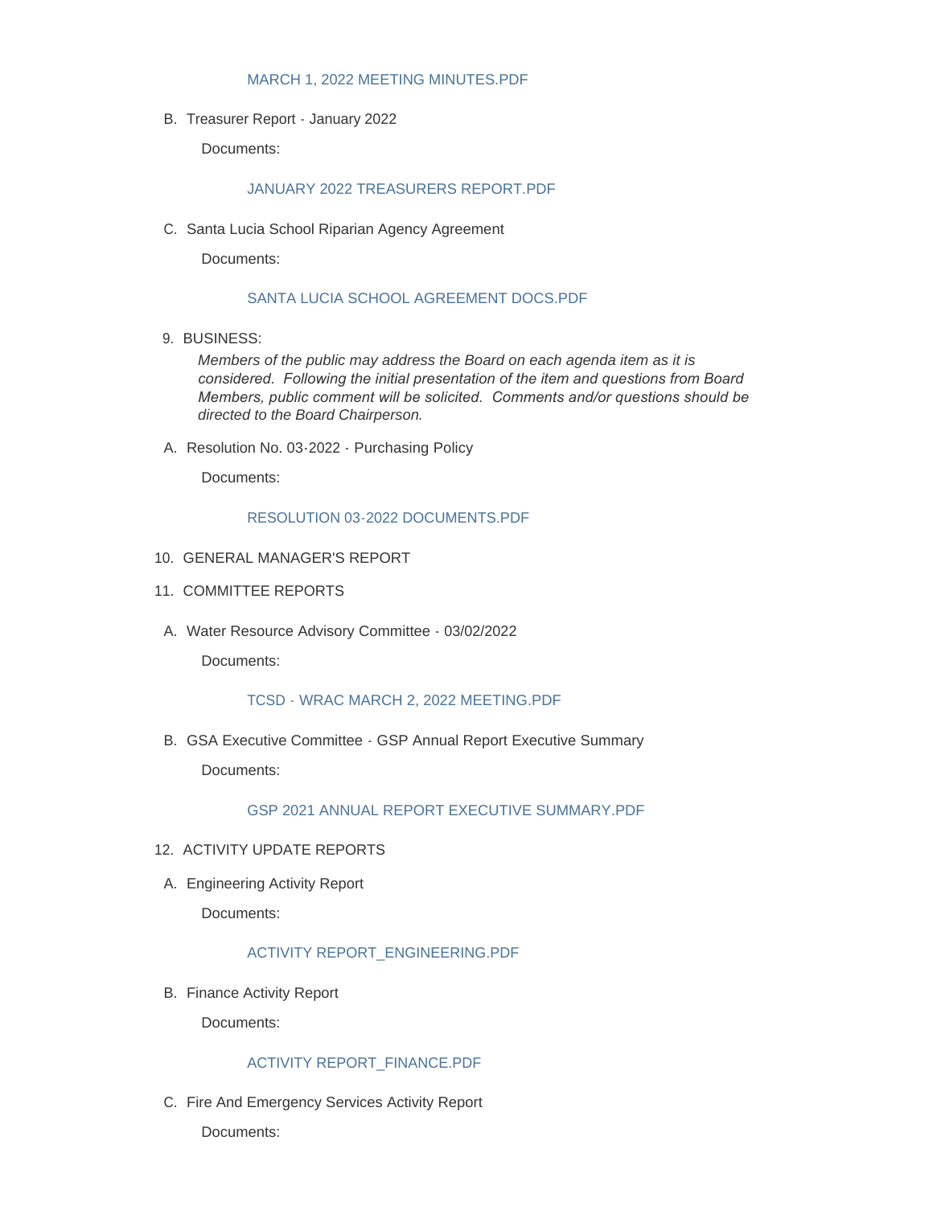MARCH 1, 2022 MEETING MINUTES.PDF

B. Treasurer Report - January 2022

Documents:

JANUARY 2022 TREASURERS REPORT.PDF

C. Santa Lucia School Riparian Agency Agreement

Documents:

SANTA LUCIA SCHOOL AGREEMENT DOCS.PDF

9. BUSINESS:

*Members of the public may address the Board on each agenda item as it is considered. Following the initial presentation of the item and questions from Board Members, public comment will be solicited. Comments and/or questions should be directed to the Board Chairperson.*

A. Resolution No. 03-2022 - Purchasing Policy

Documents:

RESOLUTION 03-2022 DOCUMENTS.PDF

10. GENERAL MANAGER'S REPORT

11. COMMITTEE REPORTS

A. Water Resource Advisory Committee - 03/02/2022

Documents:

TCSD - WRAC MARCH 2, 2022 MEETING.PDF

B. GSA Executive Committee - GSP Annual Report Executive Summary

Documents:

GSP 2021 ANNUAL REPORT EXECUTIVE SUMMARY.PDF

12. ACTIVITY UPDATE REPORTS

A. Engineering Activity Report

Documents:

ACTIVITY REPORT_ENGINEERING.PDF

B. Finance Activity Report

Documents:

ACTIVITY REPORT_FINANCE.PDF

C. Fire And Emergency Services Activity Report

Documents: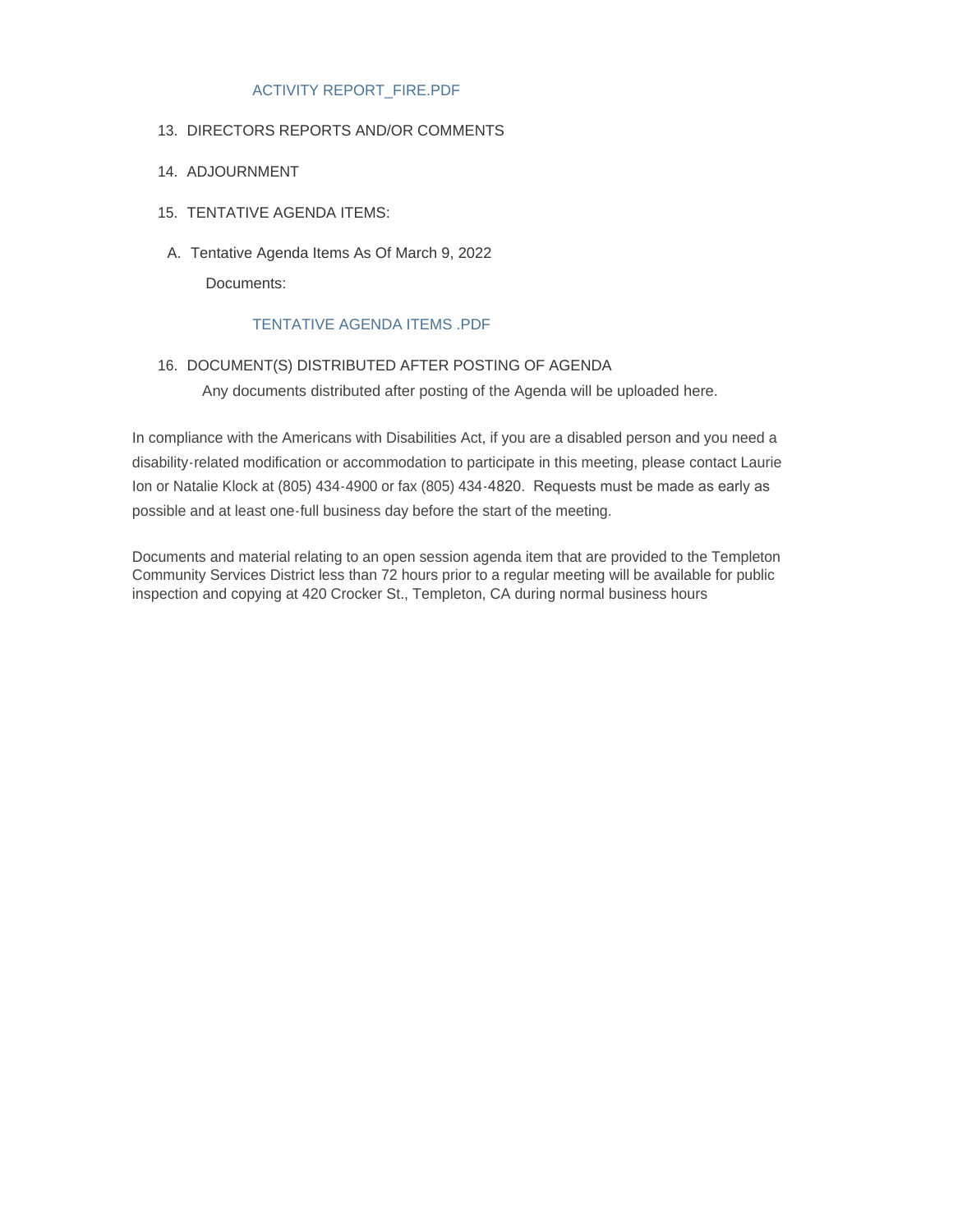ACTIVITY REPORT_FIRE.PDF

13. DIRECTORS REPORTS AND/OR COMMENTS

14. ADJOURNMENT

15. TENTATIVE AGENDA ITEMS:

   A. Tentative Agenda Items As Of March 9, 2022

      Documents:

      TENTATIVE AGENDA ITEMS .PDF

16. DOCUMENT(S) DISTRIBUTED AFTER POSTING OF AGENDA

   Any documents distributed after posting of the Agenda will be uploaded here.

In compliance with the Americans with Disabilities Act, if you are a disabled person and you need a disability-related modification or accommodation to participate in this meeting, please contact Laurie Ion or Natalie Klock at (805) 434-4900 or fax (805) 434-4820. Requests must be made as early as possible and at least one-full business day before the start of the meeting.

Documents and material relating to an open session agenda item that are provided to the Templeton Community Services District less than 72 hours prior to a regular meeting will be available for public inspection and copying at 420 Crocker St., Templeton, CA during normal business hours